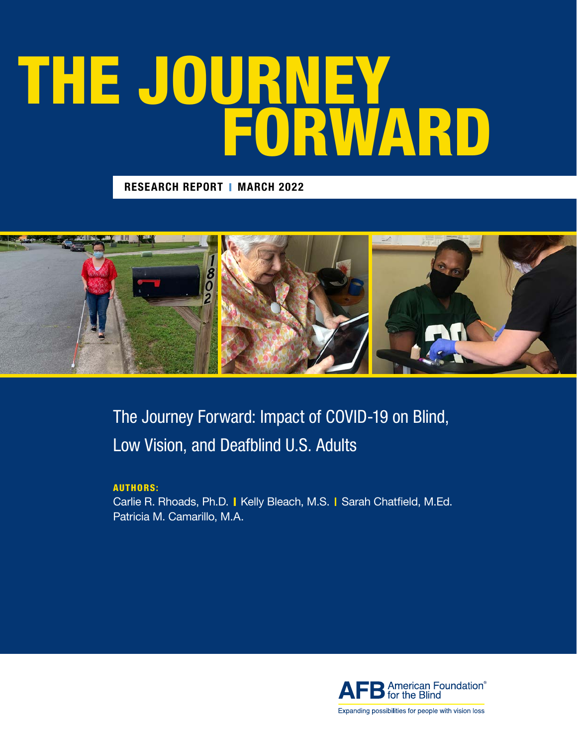# THE JOURNEY FORWARD

**RESEARCH REPORT | MARCH 2022**

The Journey Forward: Impact of COVID-19 on Blind, Low Vision, and Deafblind U.S. Adults

**AUTHORS:**

Carlie R. Rhoads, Ph.D. | Kelly Bleach, M.S. | Sarah Chatfield, M.Ed.
Patricia M. Camarillo, M.A.

AFB American Foundation® for the Blind

Expanding possibilities for people with vision loss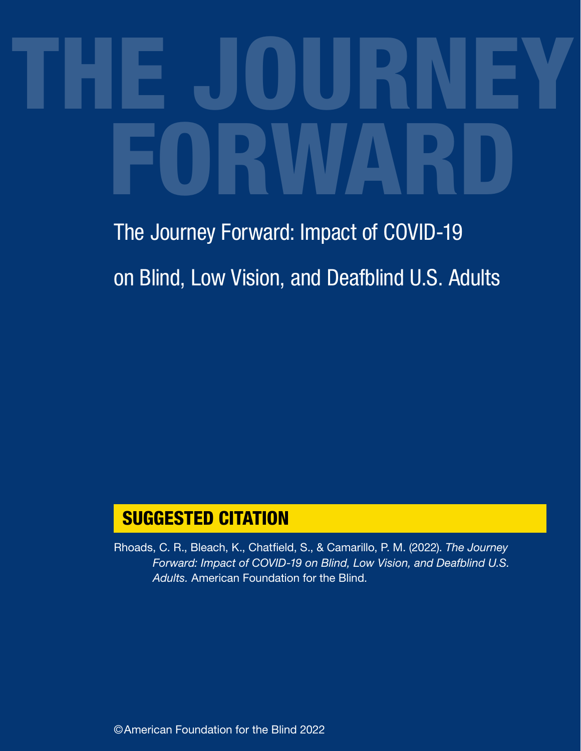# THE JOURNEY FORWARD

The Journey Forward: Impact of COVID-19 on Blind, Low Vision, and Deafblind U.S. Adults

## SUGGESTED CITATION

Rhoads, C. R., Bleach, K., Chatfield, S., & Camarillo, P. M. (2022). *The Journey Forward: Impact of COVID-19 on Blind, Low Vision, and Deafblind U.S. Adults.* American Foundation for the Blind.

©American Foundation for the Blind 2022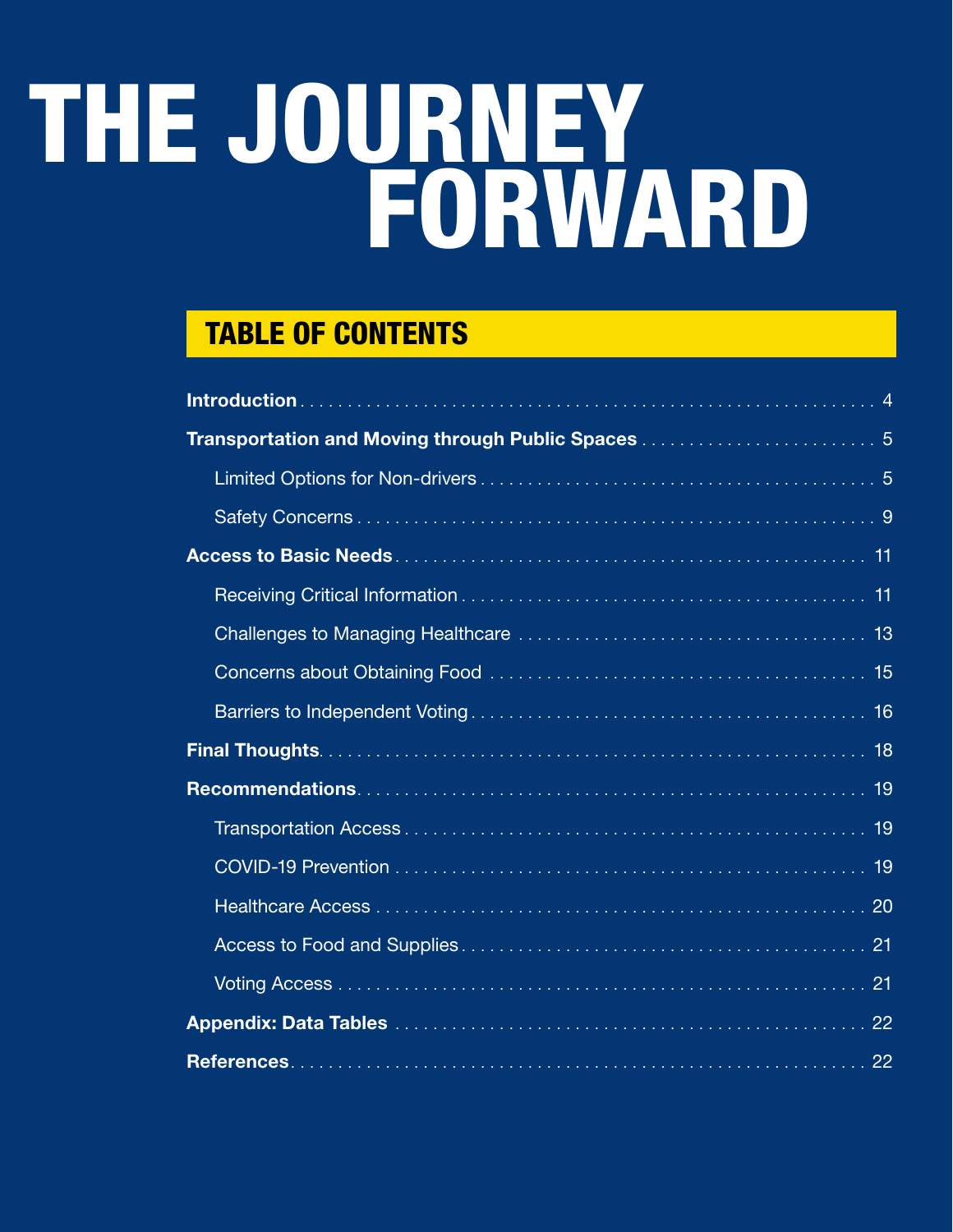# THE JOURNEY FORWARD

## TABLE OF CONTENTS

**Introduction** . . . . . . . . . . . . . . . . . . . . . . . . . . . . 4

**Transportation and Moving through Public Spaces** . . . . . . . . 5

- Limited Options for Non-drivers . . . . . . . . . . . . . . . . . . 5
- Safety Concerns . . . . . . . . . . . . . . . . . . . . . . . . . . 9

**Access to Basic Needs** . . . . . . . . . . . . . . . . . . . . . . 11

- Receiving Critical Information . . . . . . . . . . . . . . . . . . 11
- Challenges to Managing Healthcare . . . . . . . . . . . . . . . . 13
- Concerns about Obtaining Food . . . . . . . . . . . . . . . . . . 15
- Barriers to Independent Voting . . . . . . . . . . . . . . . . . . 16

**Final Thoughts** . . . . . . . . . . . . . . . . . . . . . . . . . . 18

**Recommendations** . . . . . . . . . . . . . . . . . . . . . . . . . 19

- Transportation Access . . . . . . . . . . . . . . . . . . . . . . 19
- COVID-19 Prevention . . . . . . . . . . . . . . . . . . . . . . . 19
- Healthcare Access . . . . . . . . . . . . . . . . . . . . . . . . 20
- Access to Food and Supplies . . . . . . . . . . . . . . . . . . . 21
- Voting Access . . . . . . . . . . . . . . . . . . . . . . . . . . 21

**Appendix: Data Tables** . . . . . . . . . . . . . . . . . . . . . . 22

**References** . . . . . . . . . . . . . . . . . . . . . . . . . . . . 22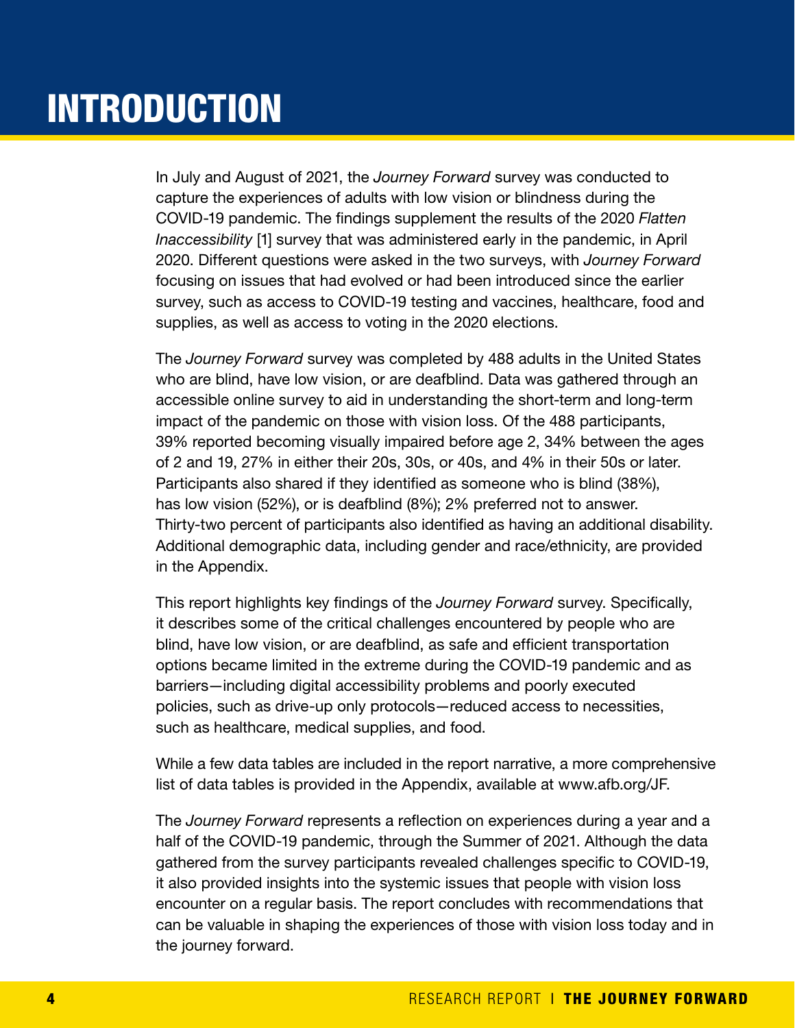# INTRODUCTION

In July and August of 2021, the *Journey Forward* survey was conducted to capture the experiences of adults with low vision or blindness during the COVID-19 pandemic. The findings supplement the results of the 2020 *Flatten Inaccessibility* [1] survey that was administered early in the pandemic, in April 2020. Different questions were asked in the two surveys, with *Journey Forward* focusing on issues that had evolved or had been introduced since the earlier survey, such as access to COVID-19 testing and vaccines, healthcare, food and supplies, as well as access to voting in the 2020 elections.

The *Journey Forward* survey was completed by 488 adults in the United States who are blind, have low vision, or are deafblind. Data was gathered through an accessible online survey to aid in understanding the short-term and long-term impact of the pandemic on those with vision loss. Of the 488 participants, 39% reported becoming visually impaired before age 2, 34% between the ages of 2 and 19, 27% in either their 20s, 30s, or 40s, and 4% in their 50s or later. Participants also shared if they identified as someone who is blind (38%), has low vision (52%), or is deafblind (8%); 2% preferred not to answer. Thirty-two percent of participants also identified as having an additional disability. Additional demographic data, including gender and race/ethnicity, are provided in the Appendix.

This report highlights key findings of the *Journey Forward* survey. Specifically, it describes some of the critical challenges encountered by people who are blind, have low vision, or are deafblind, as safe and efficient transportation options became limited in the extreme during the COVID-19 pandemic and as barriers—including digital accessibility problems and poorly executed policies, such as drive-up only protocols—reduced access to necessities, such as healthcare, medical supplies, and food.

While a few data tables are included in the report narrative, a more comprehensive list of data tables is provided in the Appendix, available at www.afb.org/JF.

The *Journey Forward* represents a reflection on experiences during a year and a half of the COVID-19 pandemic, through the Summer of 2021. Although the data gathered from the survey participants revealed challenges specific to COVID-19, it also provided insights into the systemic issues that people with vision loss encounter on a regular basis. The report concludes with recommendations that can be valuable in shaping the experiences of those with vision loss today and in the journey forward.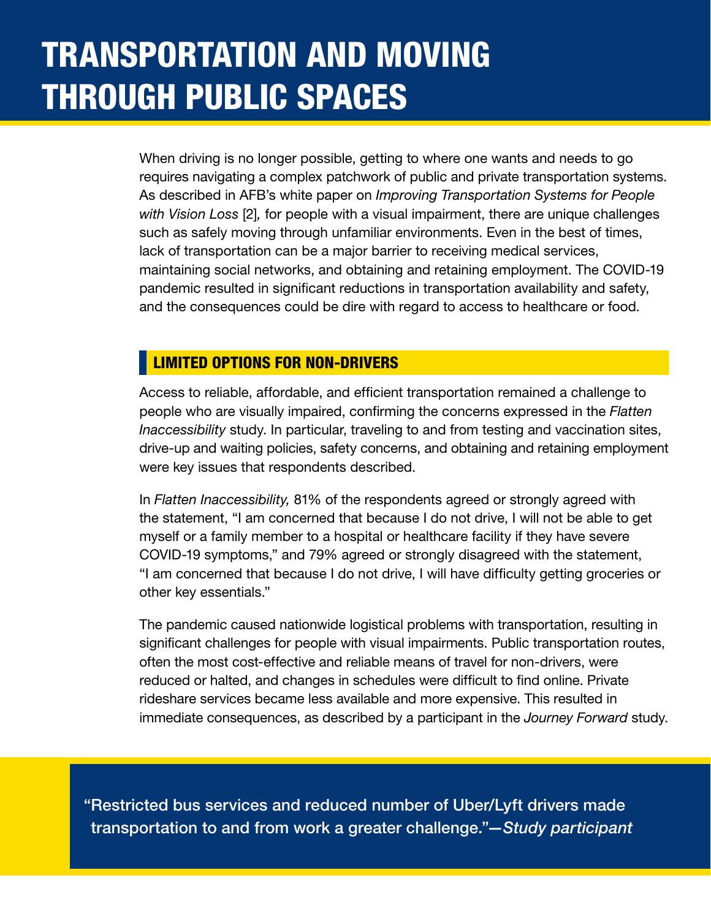# TRANSPORTATION AND MOVING THROUGH PUBLIC SPACES

When driving is no longer possible, getting to where one wants and needs to go requires navigating a complex patchwork of public and private transportation systems. As described in AFB's white paper on *Improving Transportation Systems for People with Vision Loss* [2], for people with a visual impairment, there are unique challenges such as safely moving through unfamiliar environments. Even in the best of times, lack of transportation can be a major barrier to receiving medical services, maintaining social networks, and obtaining and retaining employment. The COVID-19 pandemic resulted in significant reductions in transportation availability and safety, and the consequences could be dire with regard to access to healthcare or food.

## LIMITED OPTIONS FOR NON-DRIVERS

Access to reliable, affordable, and efficient transportation remained a challenge to people who are visually impaired, confirming the concerns expressed in the *Flatten Inaccessibility* study. In particular, traveling to and from testing and vaccination sites, drive-up and waiting policies, safety concerns, and obtaining and retaining employment were key issues that respondents described.

In *Flatten Inaccessibility,* 81% of the respondents agreed or strongly agreed with the statement, "I am concerned that because I do not drive, I will not be able to get myself or a family member to a hospital or healthcare facility if they have severe COVID-19 symptoms," and 79% agreed or strongly disagreed with the statement, "I am concerned that because I do not drive, I will have difficulty getting groceries or other key essentials."

The pandemic caused nationwide logistical problems with transportation, resulting in significant challenges for people with visual impairments. Public transportation routes, often the most cost-effective and reliable means of travel for non-drivers, were reduced or halted, and changes in schedules were difficult to find online. Private rideshare services became less available and more expensive. This resulted in immediate consequences, as described by a participant in the *Journey Forward* study.

> "Restricted bus services and reduced number of Uber/Lyft drivers made transportation to and from work a greater challenge."—*Study participant*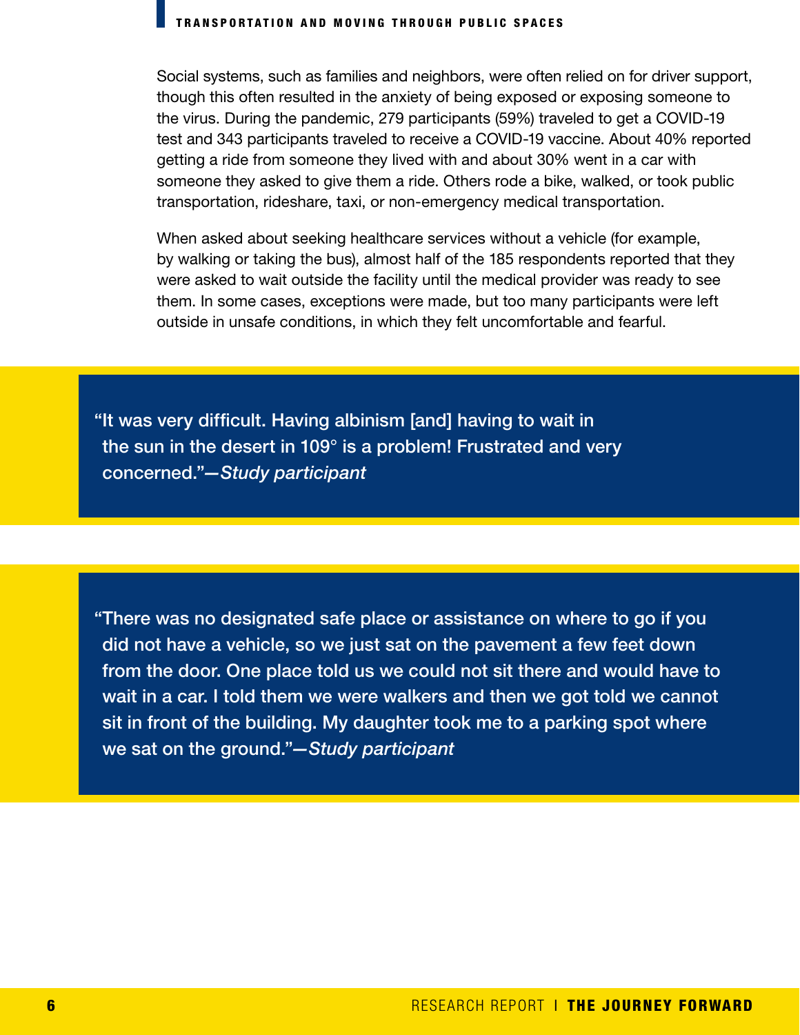Social systems, such as families and neighbors, were often relied on for driver support, though this often resulted in the anxiety of being exposed or exposing someone to the virus. During the pandemic, 279 participants (59%) traveled to get a COVID-19 test and 343 participants traveled to receive a COVID-19 vaccine. About 40% reported getting a ride from someone they lived with and about 30% went in a car with someone they asked to give them a ride. Others rode a bike, walked, or took public transportation, rideshare, taxi, or non-emergency medical transportation.

When asked about seeking healthcare services without a vehicle (for example, by walking or taking the bus), almost half of the 185 respondents reported that they were asked to wait outside the facility until the medical provider was ready to see them. In some cases, exceptions were made, but too many participants were left outside in unsafe conditions, in which they felt uncomfortable and fearful.

> "It was very difficult. Having albinism [and] having to wait in the sun in the desert in 109° is a problem! Frustrated and very concerned."—*Study participant*

> "There was no designated safe place or assistance on where to go if you did not have a vehicle, so we just sat on the pavement a few feet down from the door. One place told us we could not sit there and would have to wait in a car. I told them we were walkers and then we got told we cannot sit in front of the building. My daughter took me to a parking spot where we sat on the ground."—*Study participant*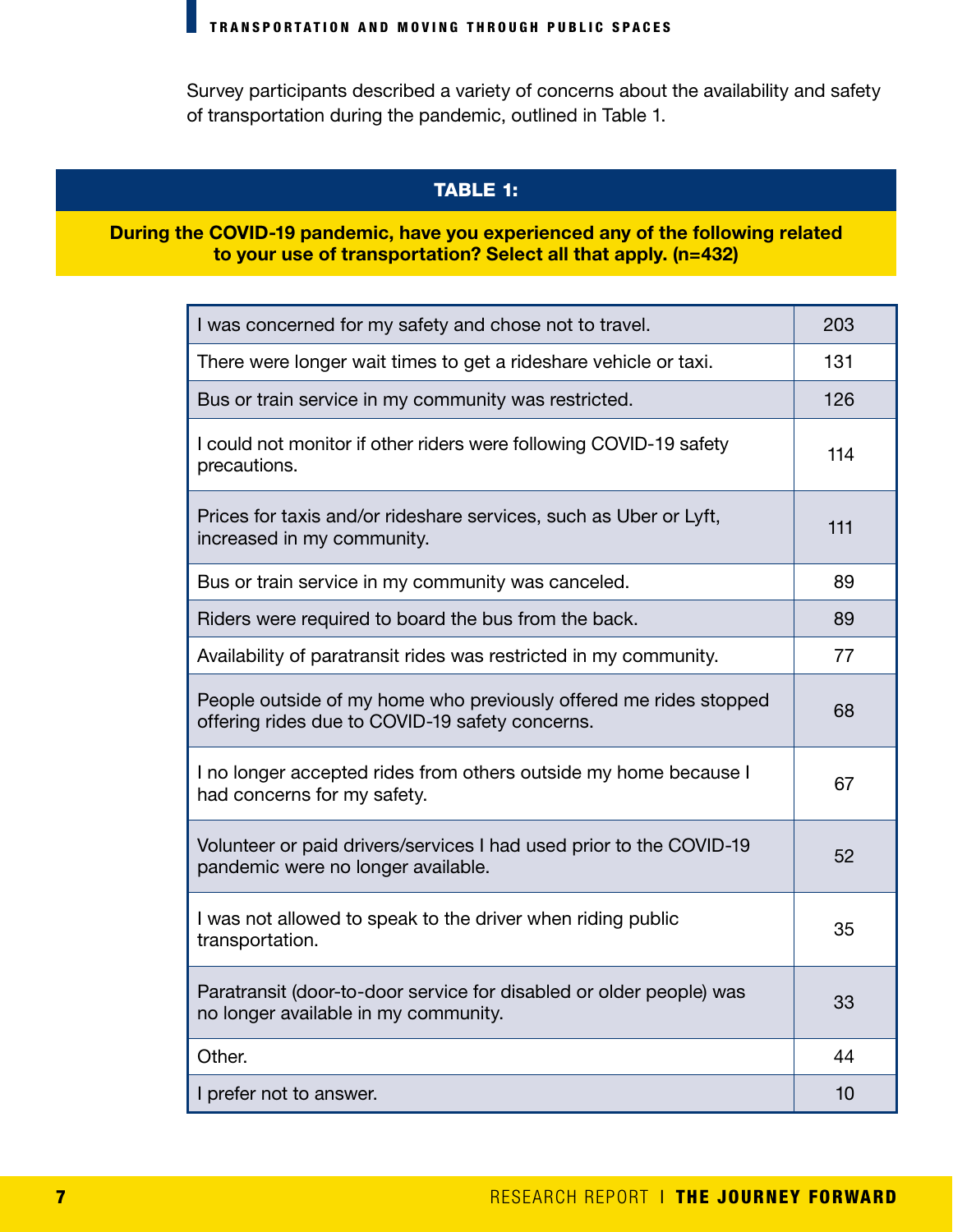Survey participants described a variety of concerns about the availability and safety of transportation during the pandemic, outlined in Table 1.

**TABLE 1:**

**During the COVID-19 pandemic, have you experienced any of the following related to your use of transportation? Select all that apply. (n=432)**

| Response | Count |
|---|---|
| I was concerned for my safety and chose not to travel. | 203 |
| There were longer wait times to get a rideshare vehicle or taxi. | 131 |
| Bus or train service in my community was restricted. | 126 |
| I could not monitor if other riders were following COVID-19 safety precautions. | 114 |
| Prices for taxis and/or rideshare services, such as Uber or Lyft, increased in my community. | 111 |
| Bus or train service in my community was canceled. | 89 |
| Riders were required to board the bus from the back. | 89 |
| Availability of paratransit rides was restricted in my community. | 77 |
| People outside of my home who previously offered me rides stopped offering rides due to COVID-19 safety concerns. | 68 |
| I no longer accepted rides from others outside my home because I had concerns for my safety. | 67 |
| Volunteer or paid drivers/services I had used prior to the COVID-19 pandemic were no longer available. | 52 |
| I was not allowed to speak to the driver when riding public transportation. | 35 |
| Paratransit (door-to-door service for disabled or older people) was no longer available in my community. | 33 |
| Other. | 44 |
| I prefer not to answer. | 10 |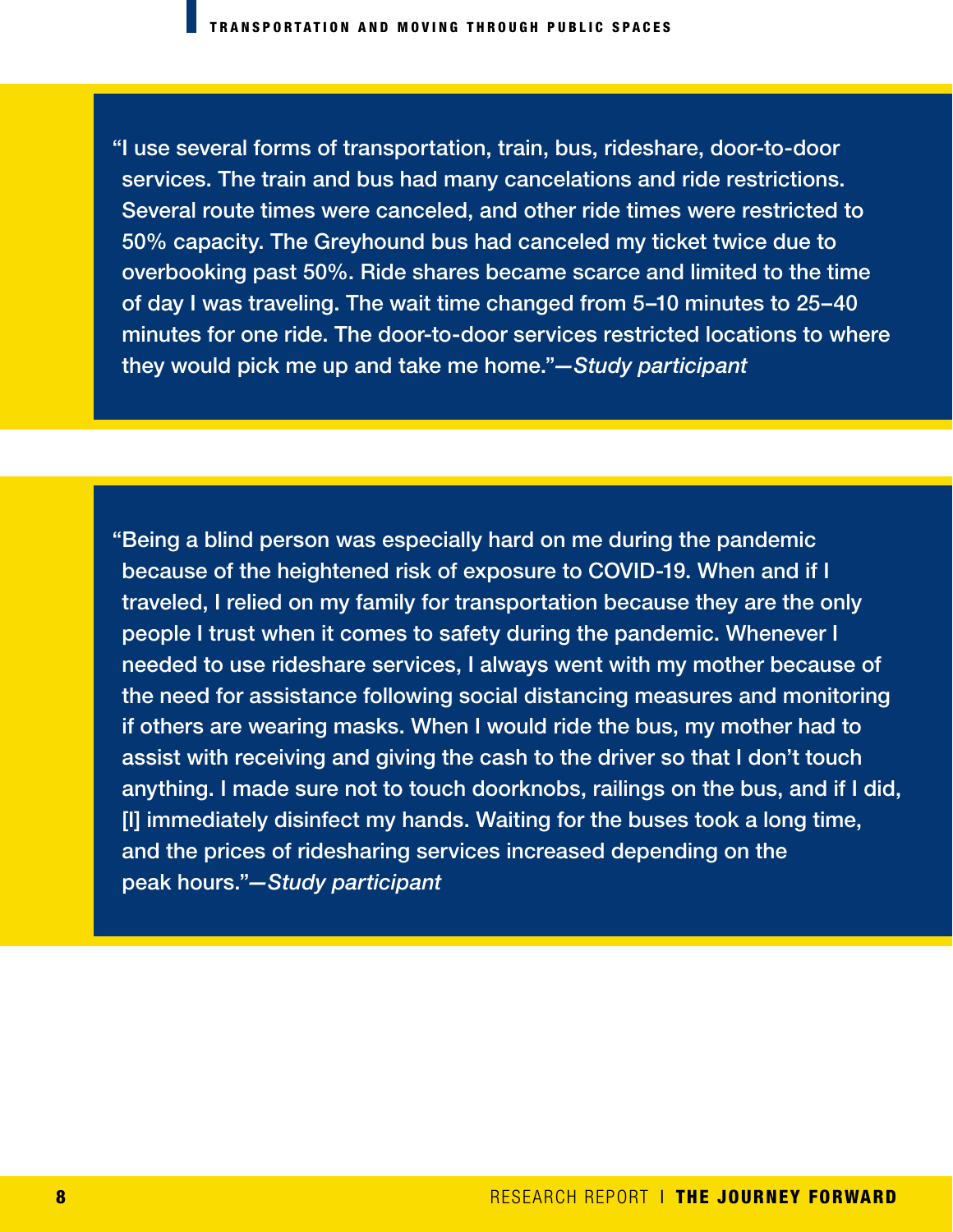"I use several forms of transportation, train, bus, rideshare, door-to-door services. The train and bus had many cancelations and ride restrictions. Several route times were canceled, and other ride times were restricted to 50% capacity. The Greyhound bus had canceled my ticket twice due to overbooking past 50%. Ride shares became scarce and limited to the time of day I was traveling. The wait time changed from 5–10 minutes to 25–40 minutes for one ride. The door-to-door services restricted locations to where they would pick me up and take me home."—*Study participant*

"Being a blind person was especially hard on me during the pandemic because of the heightened risk of exposure to COVID-19. When and if I traveled, I relied on my family for transportation because they are the only people I trust when it comes to safety during the pandemic. Whenever I needed to use rideshare services, I always went with my mother because of the need for assistance following social distancing measures and monitoring if others are wearing masks. When I would ride the bus, my mother had to assist with receiving and giving the cash to the driver so that I don't touch anything. I made sure not to touch doorknobs, railings on the bus, and if I did, [I] immediately disinfect my hands. Waiting for the buses took a long time, and the prices of ridesharing services increased depending on the peak hours."—*Study participant*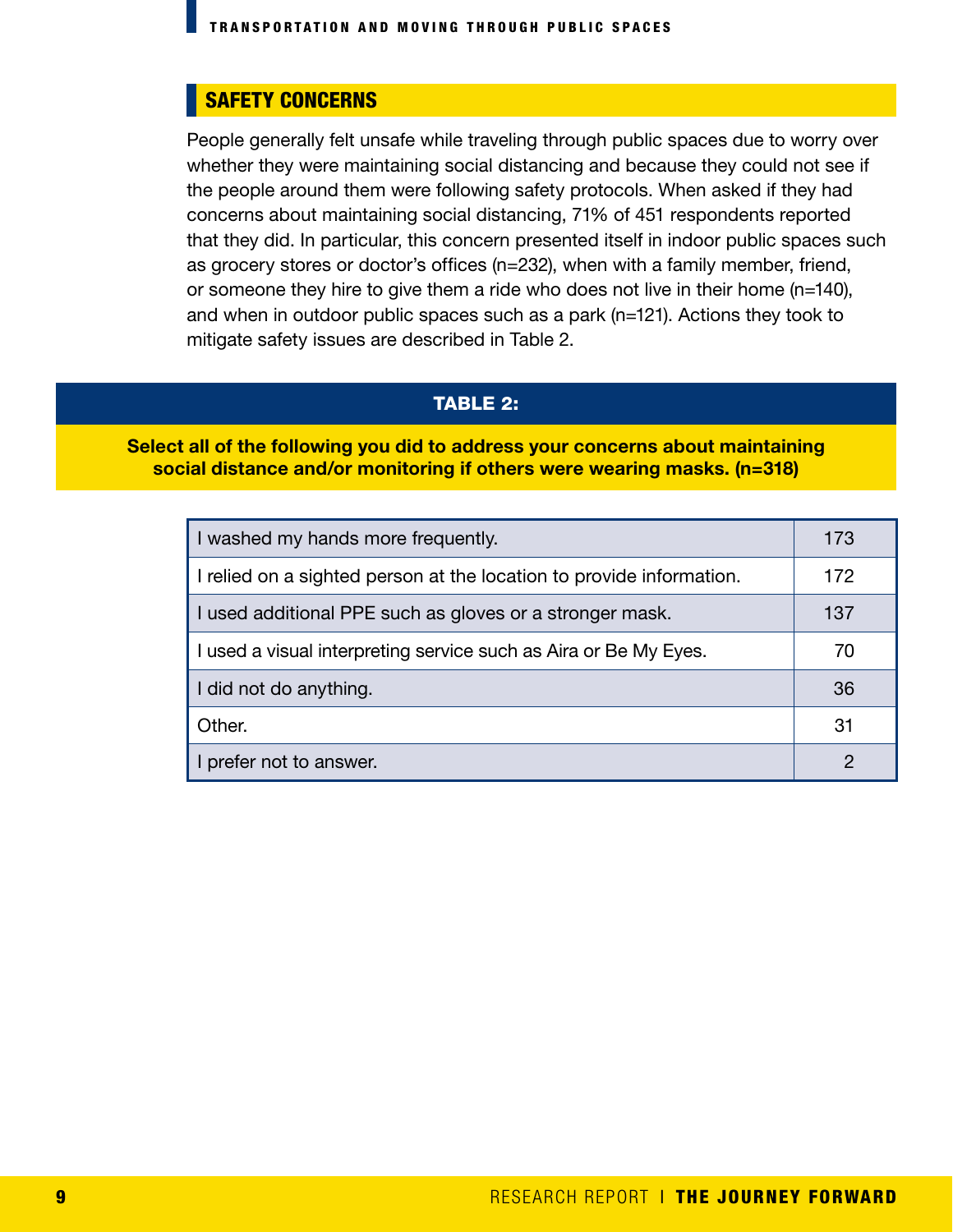## SAFETY CONCERNS

People generally felt unsafe while traveling through public spaces due to worry over whether they were maintaining social distancing and because they could not see if the people around them were following safety protocols. When asked if they had concerns about maintaining social distancing, 71% of 451 respondents reported that they did. In particular, this concern presented itself in indoor public spaces such as grocery stores or doctor's offices (n=232), when with a family member, friend, or someone they hire to give them a ride who does not live in their home (n=140), and when in outdoor public spaces such as a park (n=121). Actions they took to mitigate safety issues are described in Table 2.

**TABLE 2:**

**Select all of the following you did to address your concerns about maintaining social distance and/or monitoring if others were wearing masks. (n=318)**

| Action | Count |
|---|---|
| I washed my hands more frequently. | 173 |
| I relied on a sighted person at the location to provide information. | 172 |
| I used additional PPE such as gloves or a stronger mask. | 137 |
| I used a visual interpreting service such as Aira or Be My Eyes. | 70 |
| I did not do anything. | 36 |
| Other. | 31 |
| I prefer not to answer. | 2 |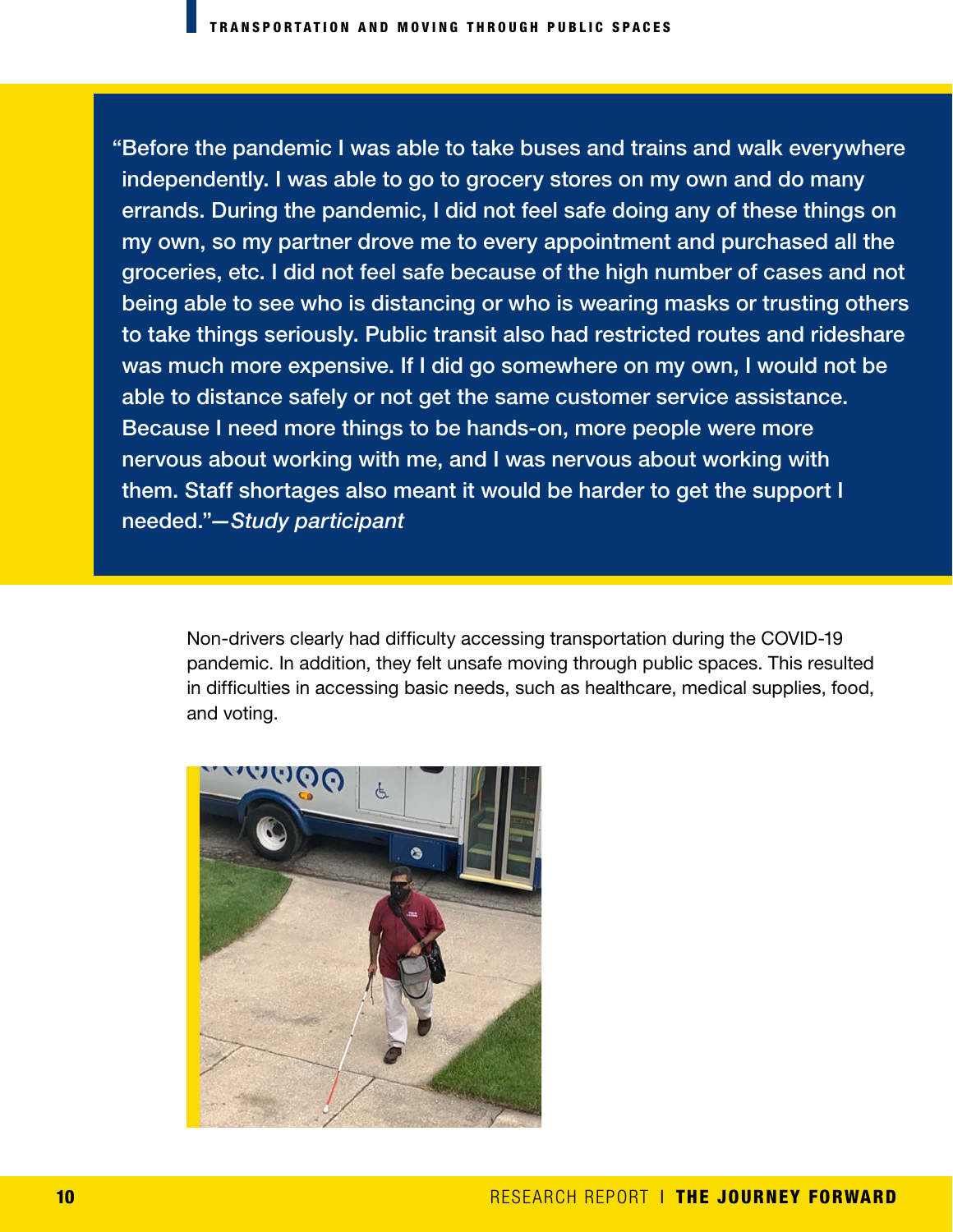> "Before the pandemic I was able to take buses and trains and walk everywhere independently. I was able to go to grocery stores on my own and do many errands. During the pandemic, I did not feel safe doing any of these things on my own, so my partner drove me to every appointment and purchased all the groceries, etc. I did not feel safe because of the high number of cases and not being able to see who is distancing or who is wearing masks or trusting others to take things seriously. Public transit also had restricted routes and rideshare was much more expensive. If I did go somewhere on my own, I would not be able to distance safely or not get the same customer service assistance. Because I need more things to be hands-on, more people were more nervous about working with me, and I was nervous about working with them. Staff shortages also meant it would be harder to get the support I needed."—*Study participant*

Non-drivers clearly had difficulty accessing transportation during the COVID-19 pandemic. In addition, they felt unsafe moving through public spaces. This resulted in difficulties in accessing basic needs, such as healthcare, medical supplies, food, and voting.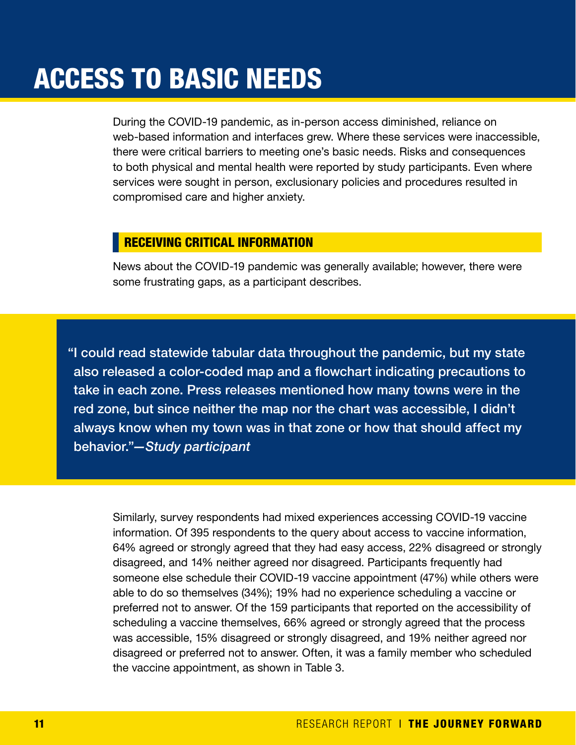# ACCESS TO BASIC NEEDS

During the COVID-19 pandemic, as in-person access diminished, reliance on web-based information and interfaces grew. Where these services were inaccessible, there were critical barriers to meeting one's basic needs. Risks and consequences to both physical and mental health were reported by study participants. Even where services were sought in person, exclusionary policies and procedures resulted in compromised care and higher anxiety.

## RECEIVING CRITICAL INFORMATION

News about the COVID-19 pandemic was generally available; however, there were some frustrating gaps, as a participant describes.

> "I could read statewide tabular data throughout the pandemic, but my state also released a color-coded map and a flowchart indicating precautions to take in each zone. Press releases mentioned how many towns were in the red zone, but since neither the map nor the chart was accessible, I didn't always know when my town was in that zone or how that should affect my behavior."—*Study participant*

Similarly, survey respondents had mixed experiences accessing COVID-19 vaccine information. Of 395 respondents to the query about access to vaccine information, 64% agreed or strongly agreed that they had easy access, 22% disagreed or strongly disagreed, and 14% neither agreed nor disagreed. Participants frequently had someone else schedule their COVID-19 vaccine appointment (47%) while others were able to do so themselves (34%); 19% had no experience scheduling a vaccine or preferred not to answer. Of the 159 participants that reported on the accessibility of scheduling a vaccine themselves, 66% agreed or strongly agreed that the process was accessible, 15% disagreed or strongly disagreed, and 19% neither agreed nor disagreed or preferred not to answer. Often, it was a family member who scheduled the vaccine appointment, as shown in Table 3.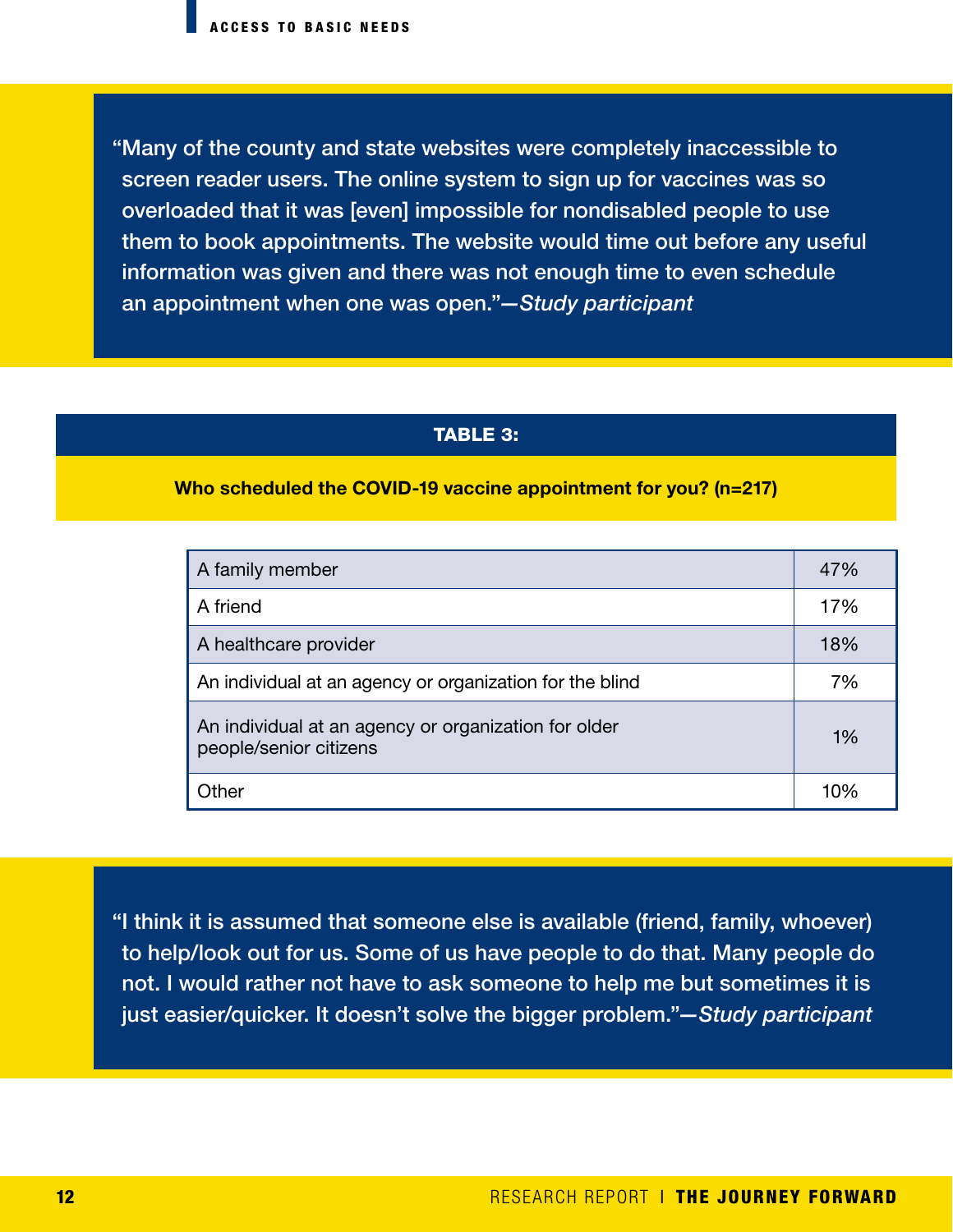> “Many of the county and state websites were completely inaccessible to screen reader users. The online system to sign up for vaccines was so overloaded that it was [even] impossible for nondisabled people to use them to book appointments. The website would time out before any useful information was given and there was not enough time to even schedule an appointment when one was open.”—*Study participant*

**TABLE 3:**

**Who scheduled the COVID-19 vaccine appointment for you? (n=217)**

| Response | Percentage |
|---|---|
| A family member | 47% |
| A friend | 17% |
| A healthcare provider | 18% |
| An individual at an agency or organization for the blind | 7% |
| An individual at an agency or organization for older people/senior citizens | 1% |
| Other | 10% |

> “I think it is assumed that someone else is available (friend, family, whoever) to help/look out for us. Some of us have people to do that. Many people do not. I would rather not have to ask someone to help me but sometimes it is just easier/quicker. It doesn’t solve the bigger problem.”—*Study participant*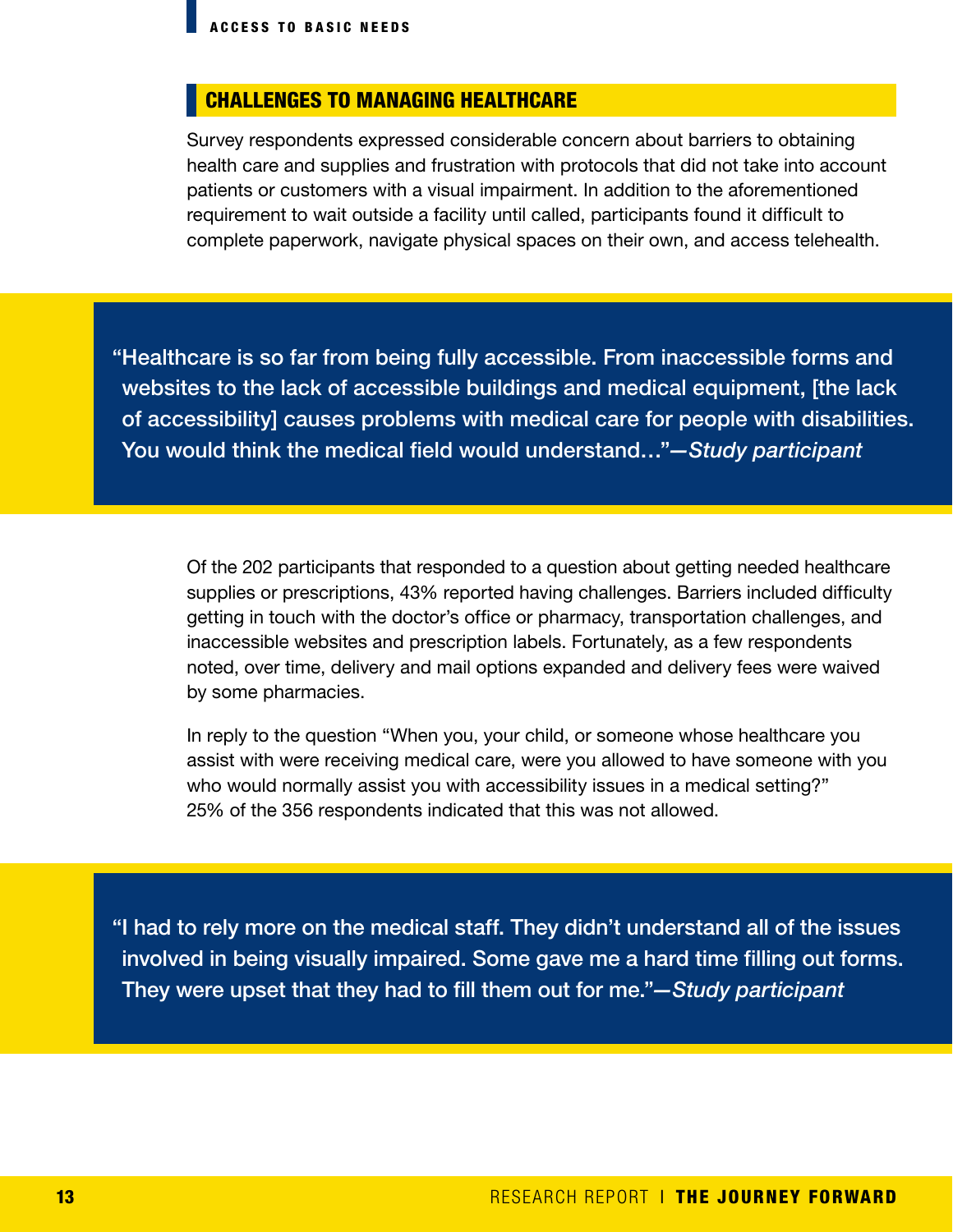## CHALLENGES TO MANAGING HEALTHCARE

Survey respondents expressed considerable concern about barriers to obtaining health care and supplies and frustration with protocols that did not take into account patients or customers with a visual impairment. In addition to the aforementioned requirement to wait outside a facility until called, participants found it difficult to complete paperwork, navigate physical spaces on their own, and access telehealth.

> "Healthcare is so far from being fully accessible. From inaccessible forms and websites to the lack of accessible buildings and medical equipment, [the lack of accessibility] causes problems with medical care for people with disabilities. You would think the medical field would understand…"—*Study participant*

Of the 202 participants that responded to a question about getting needed healthcare supplies or prescriptions, 43% reported having challenges. Barriers included difficulty getting in touch with the doctor's office or pharmacy, transportation challenges, and inaccessible websites and prescription labels. Fortunately, as a few respondents noted, over time, delivery and mail options expanded and delivery fees were waived by some pharmacies.

In reply to the question "When you, your child, or someone whose healthcare you assist with were receiving medical care, were you allowed to have someone with you who would normally assist you with accessibility issues in a medical setting?" 25% of the 356 respondents indicated that this was not allowed.

> "I had to rely more on the medical staff. They didn't understand all of the issues involved in being visually impaired. Some gave me a hard time filling out forms. They were upset that they had to fill them out for me."—*Study participant*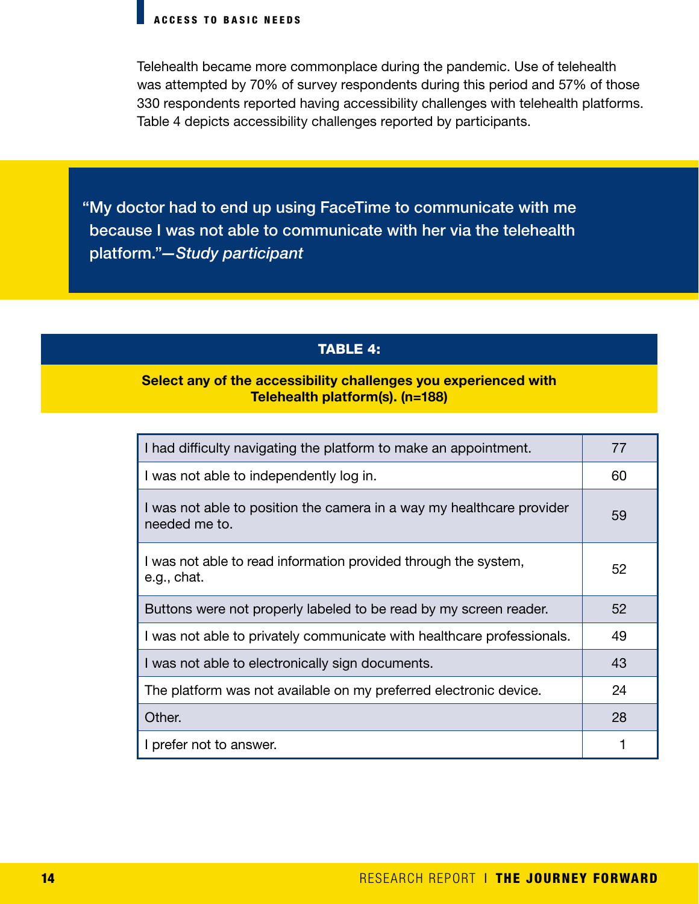Telehealth became more commonplace during the pandemic. Use of telehealth was attempted by 70% of survey respondents during this period and 57% of those 330 respondents reported having accessibility challenges with telehealth platforms. Table 4 depicts accessibility challenges reported by participants.

> "My doctor had to end up using FaceTime to communicate with me because I was not able to communicate with her via the telehealth platform."—*Study participant*

**TABLE 4:**

**Select any of the accessibility challenges you experienced with Telehealth platform(s). (n=188)**

| Challenge | Count |
|---|---|
| I had difficulty navigating the platform to make an appointment. | 77 |
| I was not able to independently log in. | 60 |
| I was not able to position the camera in a way my healthcare provider needed me to. | 59 |
| I was not able to read information provided through the system, e.g., chat. | 52 |
| Buttons were not properly labeled to be read by my screen reader. | 52 |
| I was not able to privately communicate with healthcare professionals. | 49 |
| I was not able to electronically sign documents. | 43 |
| The platform was not available on my preferred electronic device. | 24 |
| Other. | 28 |
| I prefer not to answer. | 1 |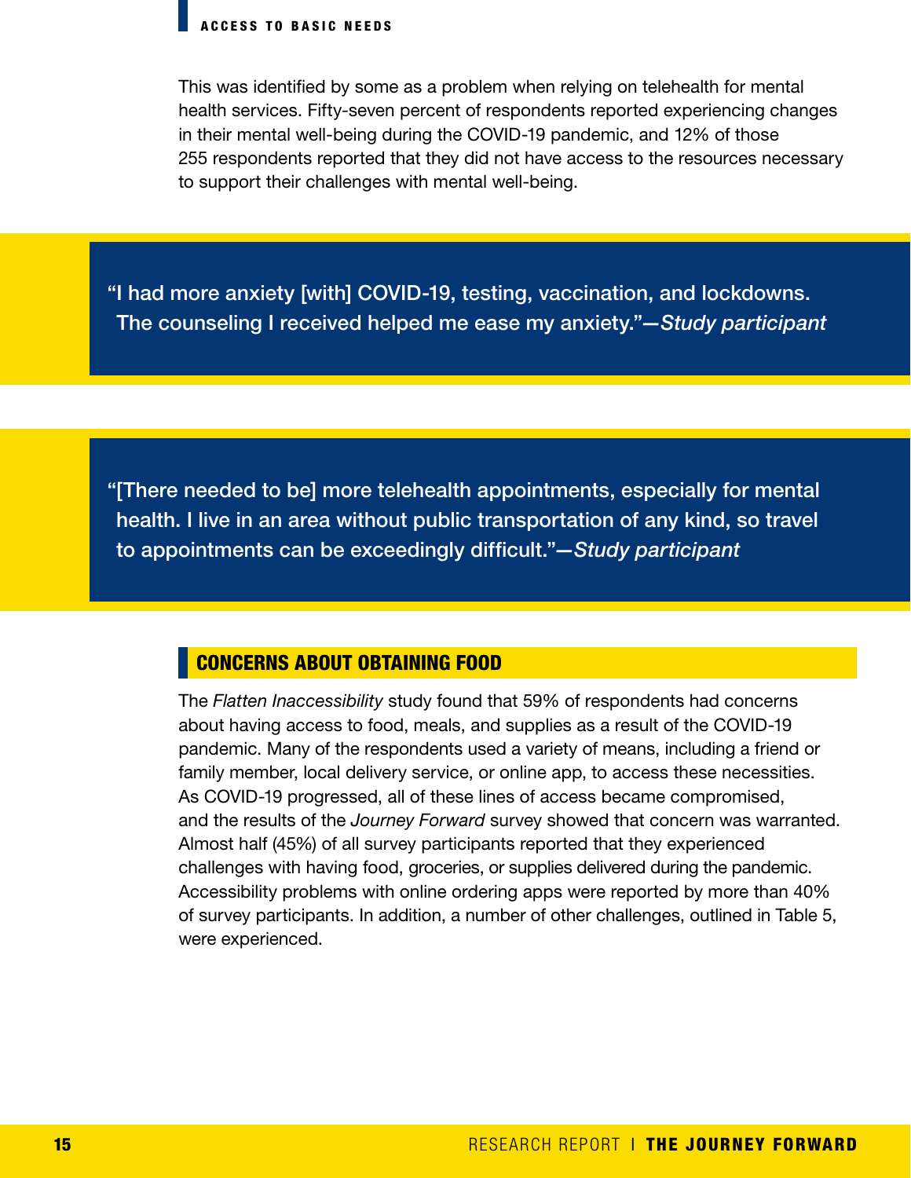This was identified by some as a problem when relying on telehealth for mental health services. Fifty-seven percent of respondents reported experiencing changes in their mental well-being during the COVID-19 pandemic, and 12% of those 255 respondents reported that they did not have access to the resources necessary to support their challenges with mental well-being.

> "I had more anxiety [with] COVID-19, testing, vaccination, and lockdowns. The counseling I received helped me ease my anxiety."—*Study participant*

> "[There needed to be] more telehealth appointments, especially for mental health. I live in an area without public transportation of any kind, so travel to appointments can be exceedingly difficult."—*Study participant*

## CONCERNS ABOUT OBTAINING FOOD

The *Flatten Inaccessibility* study found that 59% of respondents had concerns about having access to food, meals, and supplies as a result of the COVID-19 pandemic. Many of the respondents used a variety of means, including a friend or family member, local delivery service, or online app, to access these necessities. As COVID-19 progressed, all of these lines of access became compromised, and the results of the *Journey Forward* survey showed that concern was warranted. Almost half (45%) of all survey participants reported that they experienced challenges with having food, groceries, or supplies delivered during the pandemic. Accessibility problems with online ordering apps were reported by more than 40% of survey participants. In addition, a number of other challenges, outlined in Table 5, were experienced.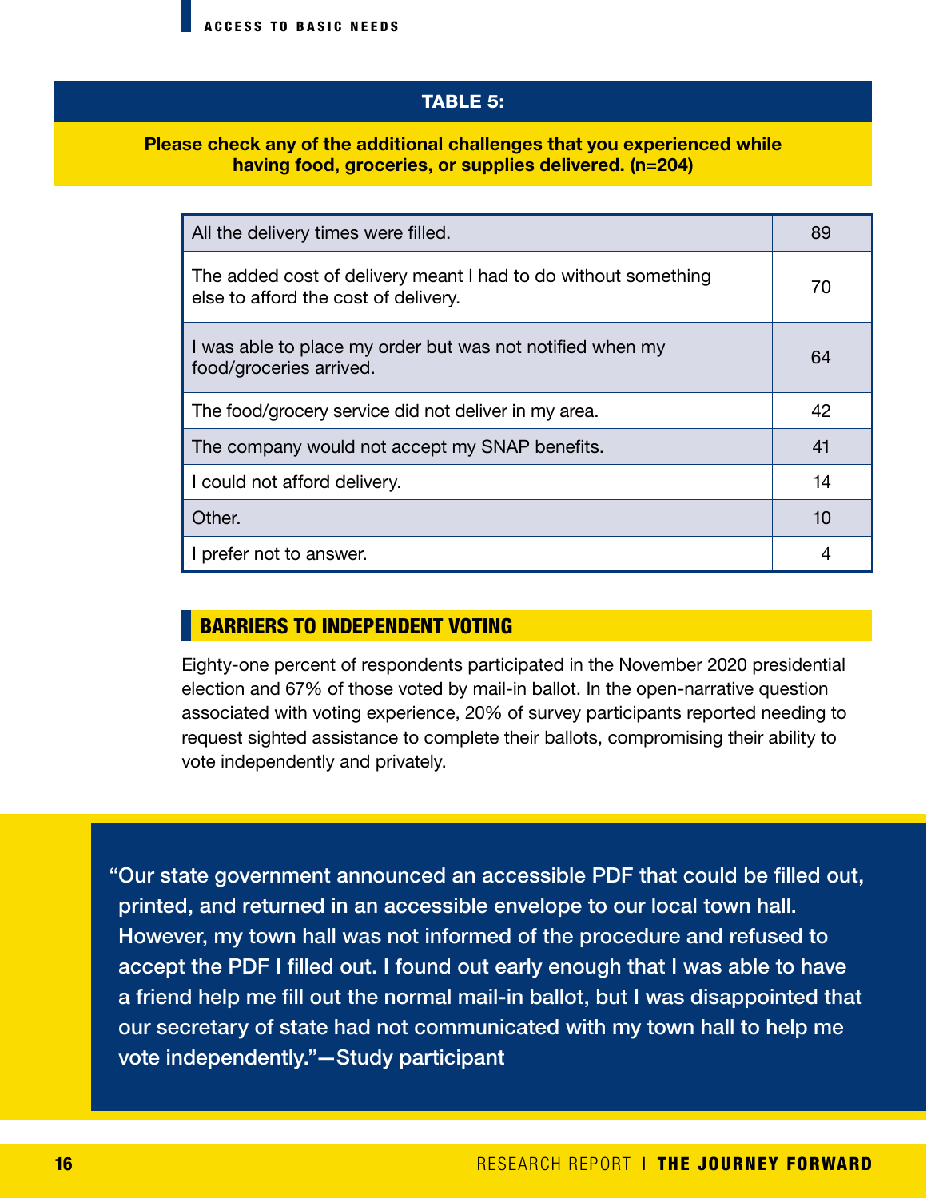**TABLE 5:**

**Please check any of the additional challenges that you experienced while having food, groceries, or supplies delivered. (n=204)**

| Challenge | Count |
|---|---|
| All the delivery times were filled. | 89 |
| The added cost of delivery meant I had to do without something else to afford the cost of delivery. | 70 |
| I was able to place my order but was not notified when my food/groceries arrived. | 64 |
| The food/grocery service did not deliver in my area. | 42 |
| The company would not accept my SNAP benefits. | 41 |
| I could not afford delivery. | 14 |
| Other. | 10 |
| I prefer not to answer. | 4 |

## BARRIERS TO INDEPENDENT VOTING

Eighty-one percent of respondents participated in the November 2020 presidential election and 67% of those voted by mail-in ballot. In the open-narrative question associated with voting experience, 20% of survey participants reported needing to request sighted assistance to complete their ballots, compromising their ability to vote independently and privately.

> "Our state government announced an accessible PDF that could be filled out, printed, and returned in an accessible envelope to our local town hall. However, my town hall was not informed of the procedure and refused to accept the PDF I filled out. I found out early enough that I was able to have a friend help me fill out the normal mail-in ballot, but I was disappointed that our secretary of state had not communicated with my town hall to help me vote independently."—Study participant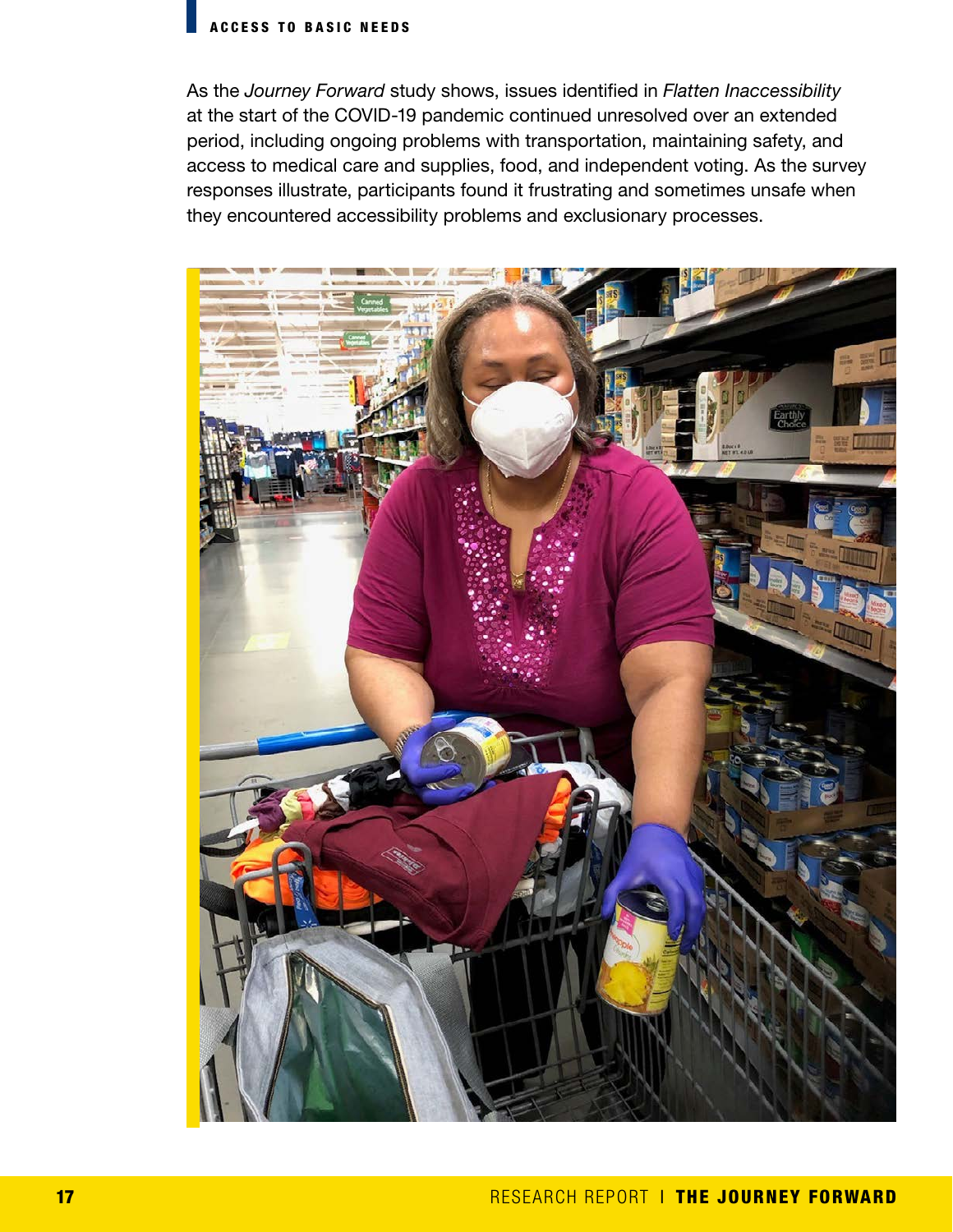As the *Journey Forward* study shows, issues identified in *Flatten Inaccessibility* at the start of the COVID-19 pandemic continued unresolved over an extended period, including ongoing problems with transportation, maintaining safety, and access to medical care and supplies, food, and independent voting. As the survey responses illustrate, participants found it frustrating and sometimes unsafe when they encountered accessibility problems and exclusionary processes.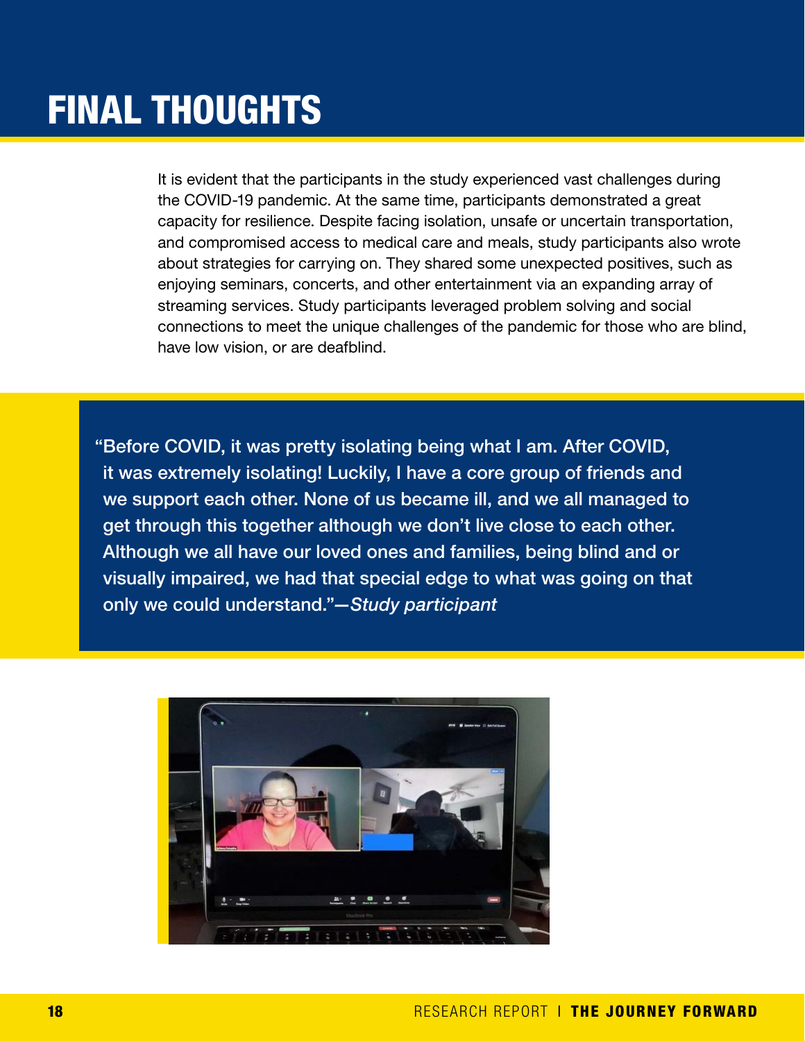# FINAL THOUGHTS

It is evident that the participants in the study experienced vast challenges during the COVID-19 pandemic. At the same time, participants demonstrated a great capacity for resilience. Despite facing isolation, unsafe or uncertain transportation, and compromised access to medical care and meals, study participants also wrote about strategies for carrying on. They shared some unexpected positives, such as enjoying seminars, concerts, and other entertainment via an expanding array of streaming services. Study participants leveraged problem solving and social connections to meet the unique challenges of the pandemic for those who are blind, have low vision, or are deafblind.

> "Before COVID, it was pretty isolating being what I am. After COVID, it was extremely isolating! Luckily, I have a core group of friends and we support each other. None of us became ill, and we all managed to get through this together although we don't live close to each other. Although we all have our loved ones and families, being blind and or visually impaired, we had that special edge to what was going on that only we could understand."—*Study participant*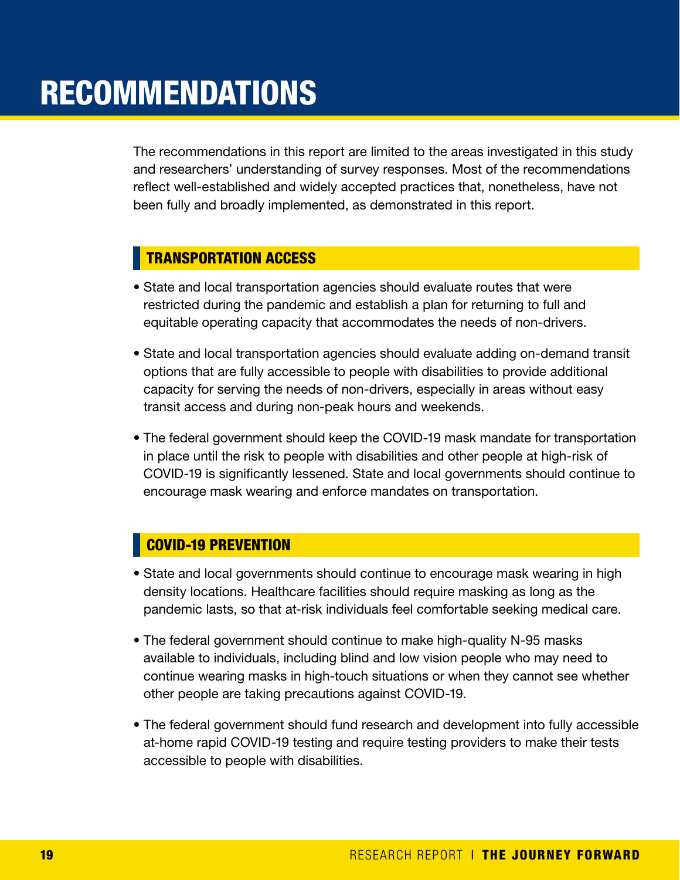# RECOMMENDATIONS

The recommendations in this report are limited to the areas investigated in this study and researchers' understanding of survey responses. Most of the recommendations reflect well-established and widely accepted practices that, nonetheless, have not been fully and broadly implemented, as demonstrated in this report.

## TRANSPORTATION ACCESS

- State and local transportation agencies should evaluate routes that were restricted during the pandemic and establish a plan for returning to full and equitable operating capacity that accommodates the needs of non-drivers.
- State and local transportation agencies should evaluate adding on-demand transit options that are fully accessible to people with disabilities to provide additional capacity for serving the needs of non-drivers, especially in areas without easy transit access and during non-peak hours and weekends.
- The federal government should keep the COVID-19 mask mandate for transportation in place until the risk to people with disabilities and other people at high-risk of COVID-19 is significantly lessened. State and local governments should continue to encourage mask wearing and enforce mandates on transportation.

## COVID-19 PREVENTION

- State and local governments should continue to encourage mask wearing in high density locations. Healthcare facilities should require masking as long as the pandemic lasts, so that at-risk individuals feel comfortable seeking medical care.
- The federal government should continue to make high-quality N-95 masks available to individuals, including blind and low vision people who may need to continue wearing masks in high-touch situations or when they cannot see whether other people are taking precautions against COVID-19.
- The federal government should fund research and development into fully accessible at-home rapid COVID-19 testing and require testing providers to make their tests accessible to people with disabilities.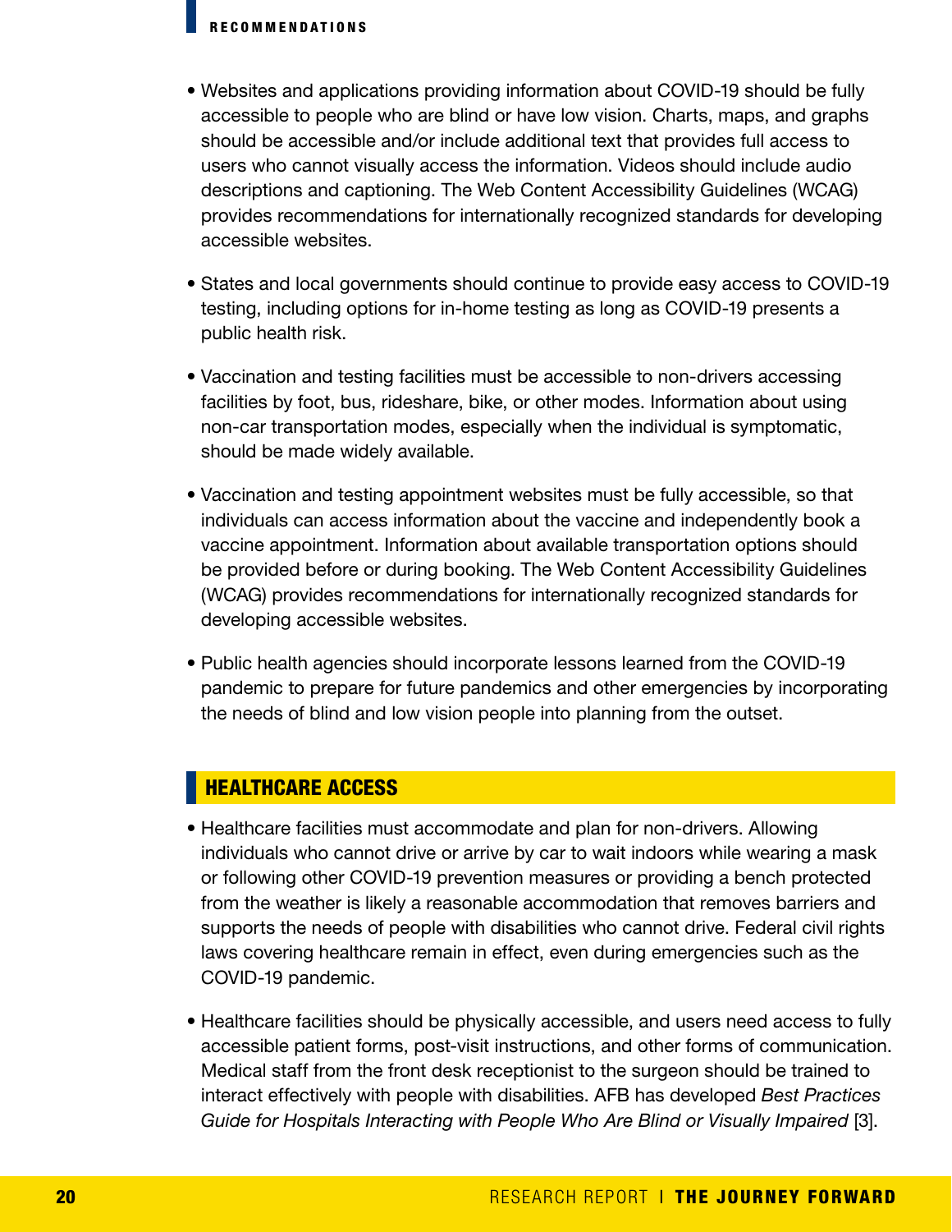- Websites and applications providing information about COVID-19 should be fully accessible to people who are blind or have low vision. Charts, maps, and graphs should be accessible and/or include additional text that provides full access to users who cannot visually access the information. Videos should include audio descriptions and captioning. The Web Content Accessibility Guidelines (WCAG) provides recommendations for internationally recognized standards for developing accessible websites.

- States and local governments should continue to provide easy access to COVID-19 testing, including options for in-home testing as long as COVID-19 presents a public health risk.

- Vaccination and testing facilities must be accessible to non-drivers accessing facilities by foot, bus, rideshare, bike, or other modes. Information about using non-car transportation modes, especially when the individual is symptomatic, should be made widely available.

- Vaccination and testing appointment websites must be fully accessible, so that individuals can access information about the vaccine and independently book a vaccine appointment. Information about available transportation options should be provided before or during booking. The Web Content Accessibility Guidelines (WCAG) provides recommendations for internationally recognized standards for developing accessible websites.

- Public health agencies should incorporate lessons learned from the COVID-19 pandemic to prepare for future pandemics and other emergencies by incorporating the needs of blind and low vision people into planning from the outset.

## HEALTHCARE ACCESS

- Healthcare facilities must accommodate and plan for non-drivers. Allowing individuals who cannot drive or arrive by car to wait indoors while wearing a mask or following other COVID-19 prevention measures or providing a bench protected from the weather is likely a reasonable accommodation that removes barriers and supports the needs of people with disabilities who cannot drive. Federal civil rights laws covering healthcare remain in effect, even during emergencies such as the COVID-19 pandemic.

- Healthcare facilities should be physically accessible, and users need access to fully accessible patient forms, post-visit instructions, and other forms of communication. Medical staff from the front desk receptionist to the surgeon should be trained to interact effectively with people with disabilities. AFB has developed *Best Practices Guide for Hospitals Interacting with People Who Are Blind or Visually Impaired* [3].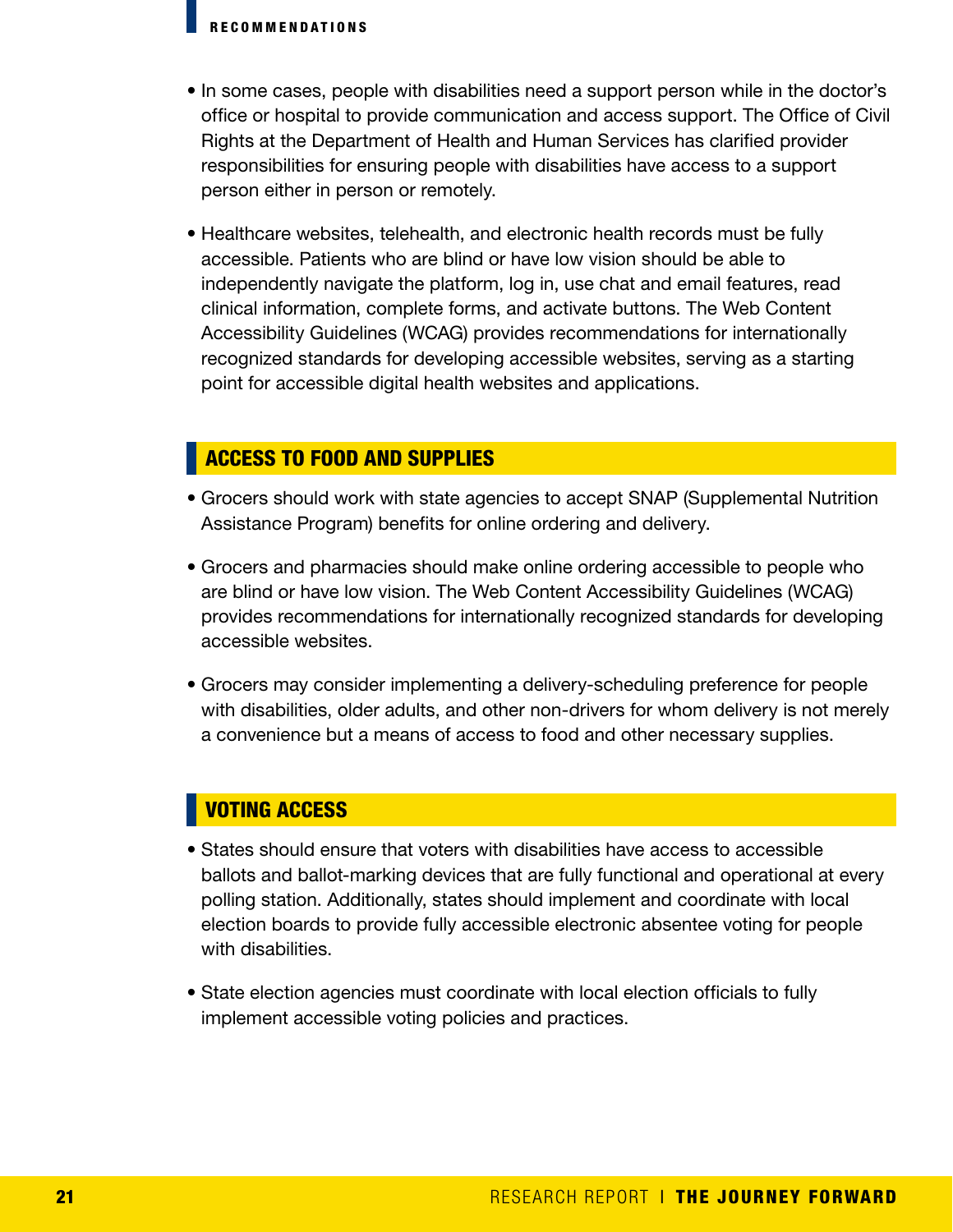- In some cases, people with disabilities need a support person while in the doctor's office or hospital to provide communication and access support. The Office of Civil Rights at the Department of Health and Human Services has clarified provider responsibilities for ensuring people with disabilities have access to a support person either in person or remotely.

- Healthcare websites, telehealth, and electronic health records must be fully accessible. Patients who are blind or have low vision should be able to independently navigate the platform, log in, use chat and email features, read clinical information, complete forms, and activate buttons. The Web Content Accessibility Guidelines (WCAG) provides recommendations for internationally recognized standards for developing accessible websites, serving as a starting point for accessible digital health websites and applications.

## ACCESS TO FOOD AND SUPPLIES

- Grocers should work with state agencies to accept SNAP (Supplemental Nutrition Assistance Program) benefits for online ordering and delivery.

- Grocers and pharmacies should make online ordering accessible to people who are blind or have low vision. The Web Content Accessibility Guidelines (WCAG) provides recommendations for internationally recognized standards for developing accessible websites.

- Grocers may consider implementing a delivery-scheduling preference for people with disabilities, older adults, and other non-drivers for whom delivery is not merely a convenience but a means of access to food and other necessary supplies.

## VOTING ACCESS

- States should ensure that voters with disabilities have access to accessible ballots and ballot-marking devices that are fully functional and operational at every polling station. Additionally, states should implement and coordinate with local election boards to provide fully accessible electronic absentee voting for people with disabilities.

- State election agencies must coordinate with local election officials to fully implement accessible voting policies and practices.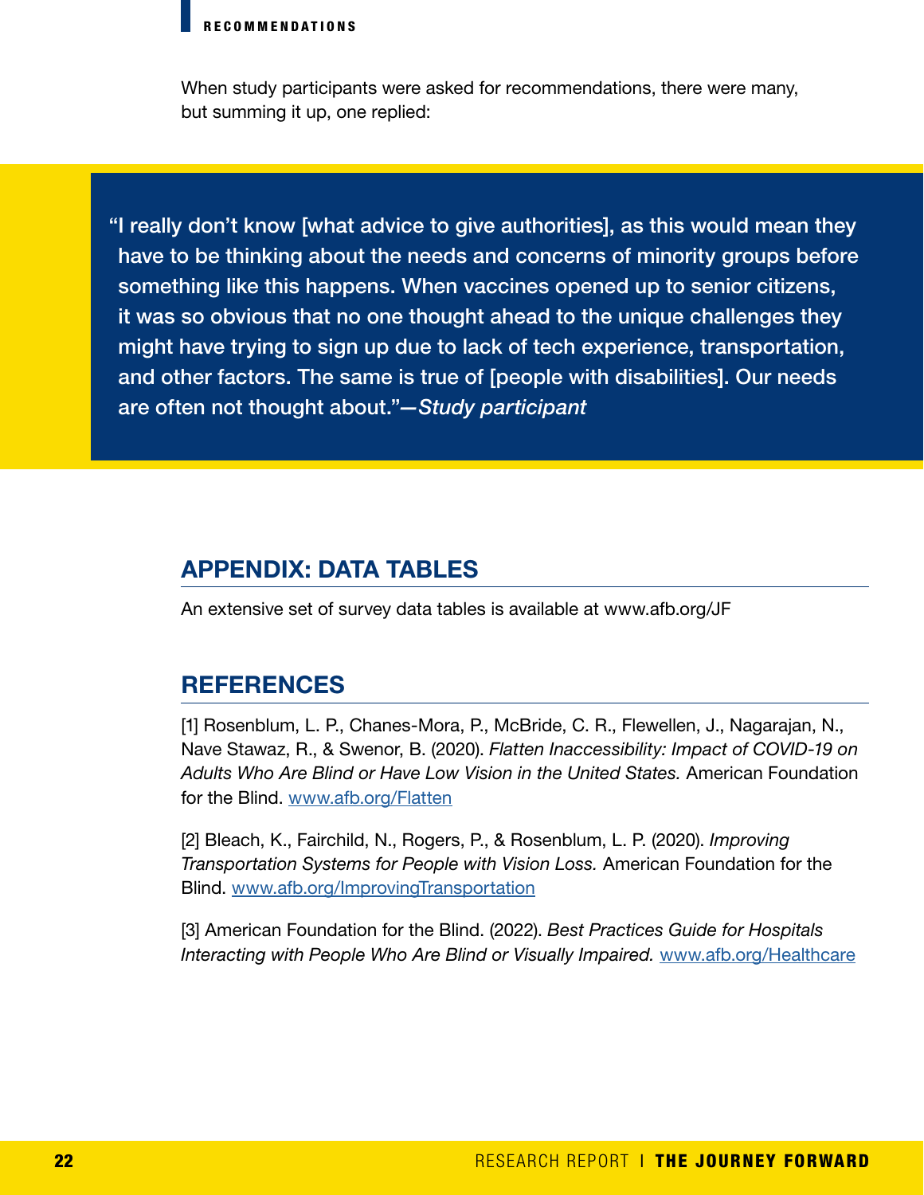When study participants were asked for recommendations, there were many, but summing it up, one replied:

> "I really don't know [what advice to give authorities], as this would mean they have to be thinking about the needs and concerns of minority groups before something like this happens. When vaccines opened up to senior citizens, it was so obvious that no one thought ahead to the unique challenges they might have trying to sign up due to lack of tech experience, transportation, and other factors. The same is true of [people with disabilities]. Our needs are often not thought about."—*Study participant*

## APPENDIX: DATA TABLES

An extensive set of survey data tables is available at www.afb.org/JF

## REFERENCES

[1] Rosenblum, L. P., Chanes-Mora, P., McBride, C. R., Flewellen, J., Nagarajan, N., Nave Stawaz, R., & Swenor, B. (2020). *Flatten Inaccessibility: Impact of COVID-19 on Adults Who Are Blind or Have Low Vision in the United States.* American Foundation for the Blind. www.afb.org/Flatten

[2] Bleach, K., Fairchild, N., Rogers, P., & Rosenblum, L. P. (2020). *Improving Transportation Systems for People with Vision Loss.* American Foundation for the Blind. www.afb.org/ImprovingTransportation

[3] American Foundation for the Blind. (2022). *Best Practices Guide for Hospitals Interacting with People Who Are Blind or Visually Impaired.* www.afb.org/Healthcare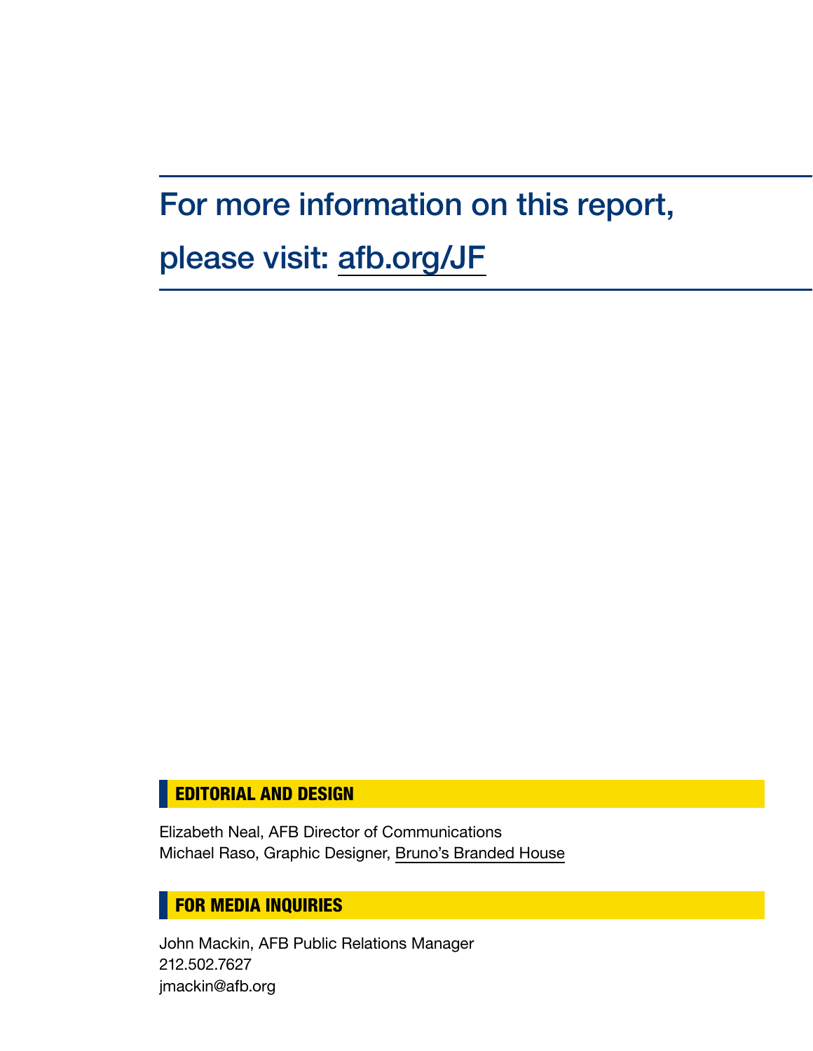## For more information on this report, please visit: afb.org/JF

### EDITORIAL AND DESIGN

Elizabeth Neal, AFB Director of Communications
Michael Raso, Graphic Designer, Bruno's Branded House

### FOR MEDIA INQUIRIES

John Mackin, AFB Public Relations Manager
212.502.7627
jmackin@afb.org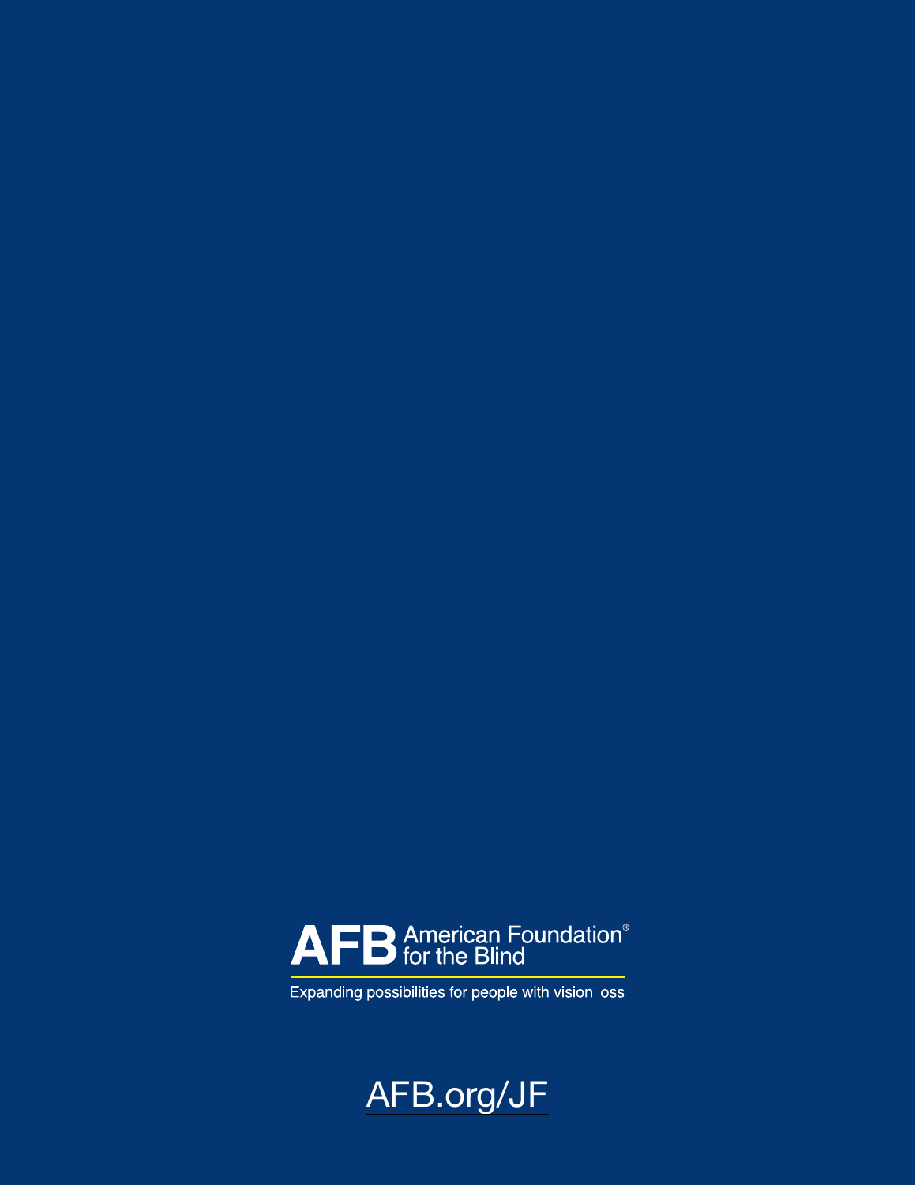AFB American Foundation® for the Blind

Expanding possibilities for people with vision loss

AFB.org/JF